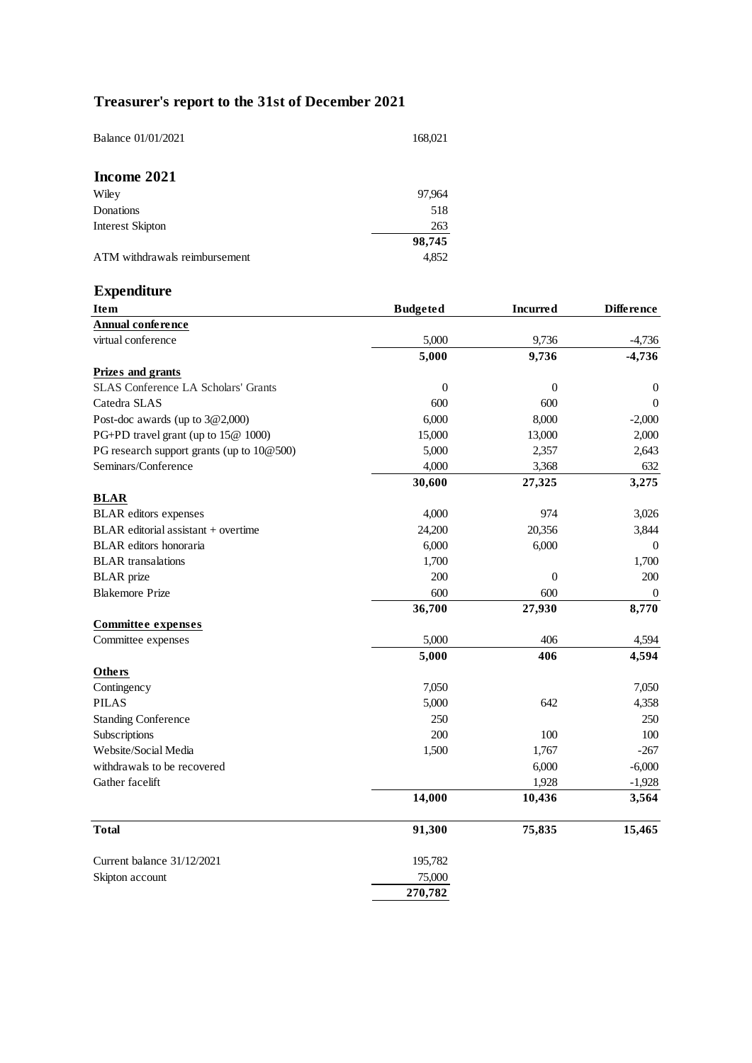# Treasurer's report to the 31st of December 2021

| | |
|---|---|
| Balance 01/01/2021 | 168,021 |

## Income 2021

| | |
|---|---|
| Wiley | 97,964 |
| Donations | 518 |
| Interest Skipton | 263 |
| | **98,745** |
| ATM withdrawals reimbursement | 4,852 |

## Expenditure

| Item | Budgeted | Incurred | Difference |
|---|---|---|---|
| **Annual conference** | | | |
| virtual conference | 5,000 | 9,736 | -4,736 |
| | **5,000** | **9,736** | **-4,736** |
| **Prizes and grants** | | | |
| SLAS Conference LA Scholars' Grants | 0 | 0 | 0 |
| Catedra SLAS | 600 | 600 | 0 |
| Post-doc awards (up to 3@2,000) | 6,000 | 8,000 | -2,000 |
| PG+PD travel grant (up to 15@ 1000) | 15,000 | 13,000 | 2,000 |
| PG research support grants (up to 10@500) | 5,000 | 2,357 | 2,643 |
| Seminars/Conference | 4,000 | 3,368 | 632 |
| | **30,600** | **27,325** | **3,275** |
| **BLAR** | | | |
| BLAR editors expenses | 4,000 | 974 | 3,026 |
| BLAR editorial assistant + overtime | 24,200 | 20,356 | 3,844 |
| BLAR editors honoraria | 6,000 | 6,000 | 0 |
| BLAR transalations | 1,700 | | 1,700 |
| BLAR prize | 200 | 0 | 200 |
| Blakemore Prize | 600 | 600 | 0 |
| | **36,700** | **27,930** | **8,770** |
| **Committee expenses** | | | |
| Committee expenses | 5,000 | 406 | 4,594 |
| | **5,000** | **406** | **4,594** |
| **Others** | | | |
| Contingency | 7,050 | | 7,050 |
| PILAS | 5,000 | 642 | 4,358 |
| Standing Conference | 250 | | 250 |
| Subscriptions | 200 | 100 | 100 |
| Website/Social Media | 1,500 | 1,767 | -267 |
| withdrawals to be recovered | | 6,000 | -6,000 |
| Gather facelift | | 1,928 | -1,928 |
| | **14,000** | **10,436** | **3,564** |
| **Total** | **91,300** | **75,835** | **15,465** |

| | |
|---|---|
| Current balance 31/12/2021 | 195,782 |
| Skipton account | 75,000 |
| | **270,782** |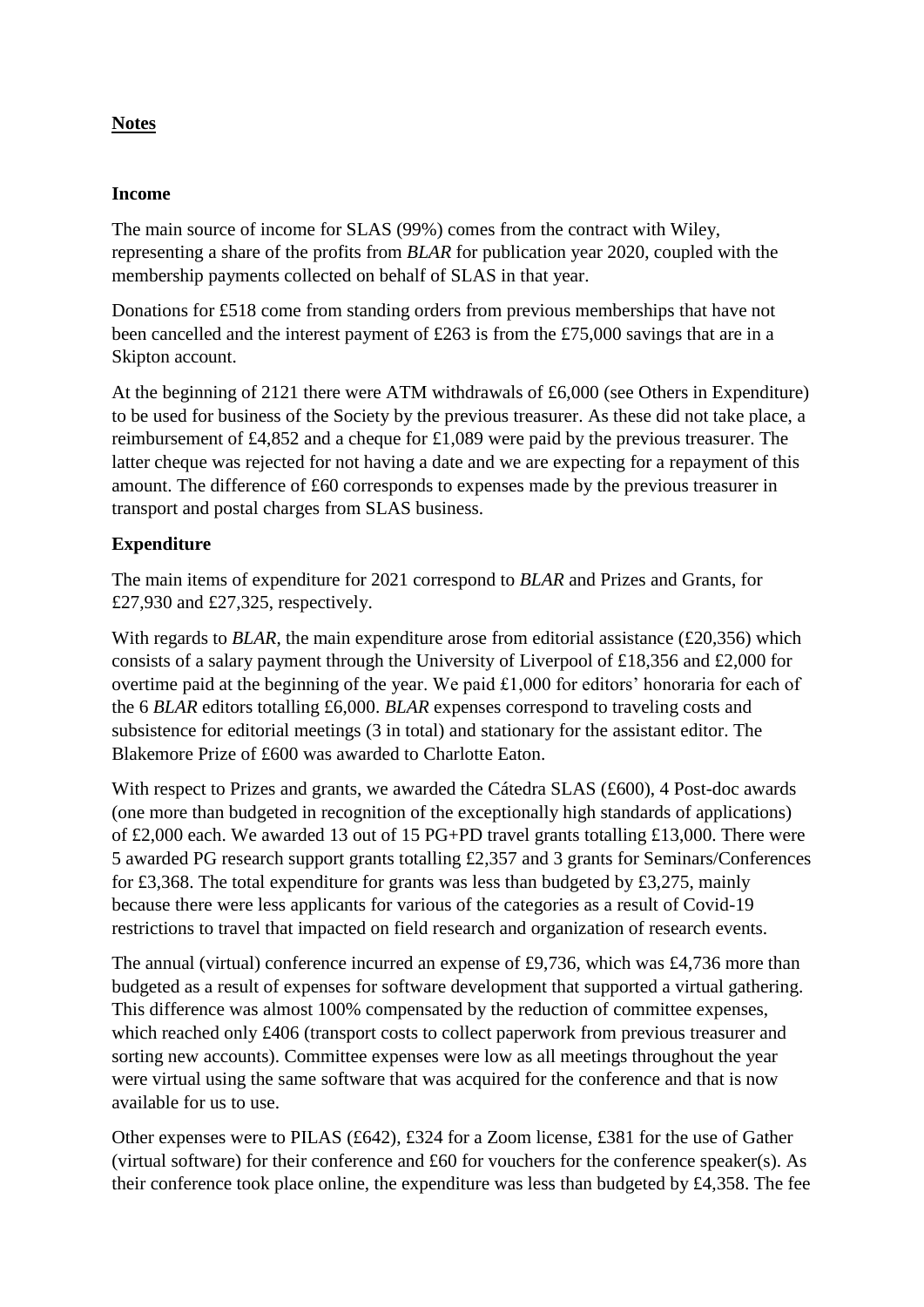**Notes**

**Income**

The main source of income for SLAS (99%) comes from the contract with Wiley, representing a share of the profits from *BLAR* for publication year 2020, coupled with the membership payments collected on behalf of SLAS in that year.

Donations for £518 come from standing orders from previous memberships that have not been cancelled and the interest payment of £263 is from the £75,000 savings that are in a Skipton account.

At the beginning of 2121 there were ATM withdrawals of £6,000 (see Others in Expenditure) to be used for business of the Society by the previous treasurer. As these did not take place, a reimbursement of £4,852 and a cheque for £1,089 were paid by the previous treasurer. The latter cheque was rejected for not having a date and we are expecting for a repayment of this amount. The difference of £60 corresponds to expenses made by the previous treasurer in transport and postal charges from SLAS business.

**Expenditure**

The main items of expenditure for 2021 correspond to *BLAR* and Prizes and Grants, for £27,930 and £27,325, respectively.

With regards to *BLAR*, the main expenditure arose from editorial assistance (£20,356) which consists of a salary payment through the University of Liverpool of £18,356 and £2,000 for overtime paid at the beginning of the year. We paid £1,000 for editors' honoraria for each of the 6 *BLAR* editors totalling £6,000. *BLAR* expenses correspond to traveling costs and subsistence for editorial meetings (3 in total) and stationary for the assistant editor. The Blakemore Prize of £600 was awarded to Charlotte Eaton.

With respect to Prizes and grants, we awarded the Cátedra SLAS (£600), 4 Post-doc awards (one more than budgeted in recognition of the exceptionally high standards of applications) of £2,000 each. We awarded 13 out of 15 PG+PD travel grants totalling £13,000. There were 5 awarded PG research support grants totalling £2,357 and 3 grants for Seminars/Conferences for £3,368. The total expenditure for grants was less than budgeted by £3,275, mainly because there were less applicants for various of the categories as a result of Covid-19 restrictions to travel that impacted on field research and organization of research events.

The annual (virtual) conference incurred an expense of £9,736, which was £4,736 more than budgeted as a result of expenses for software development that supported a virtual gathering. This difference was almost 100% compensated by the reduction of committee expenses, which reached only £406 (transport costs to collect paperwork from previous treasurer and sorting new accounts). Committee expenses were low as all meetings throughout the year were virtual using the same software that was acquired for the conference and that is now available for us to use.

Other expenses were to PILAS (£642), £324 for a Zoom license, £381 for the use of Gather (virtual software) for their conference and £60 for vouchers for the conference speaker(s). As their conference took place online, the expenditure was less than budgeted by £4,358. The fee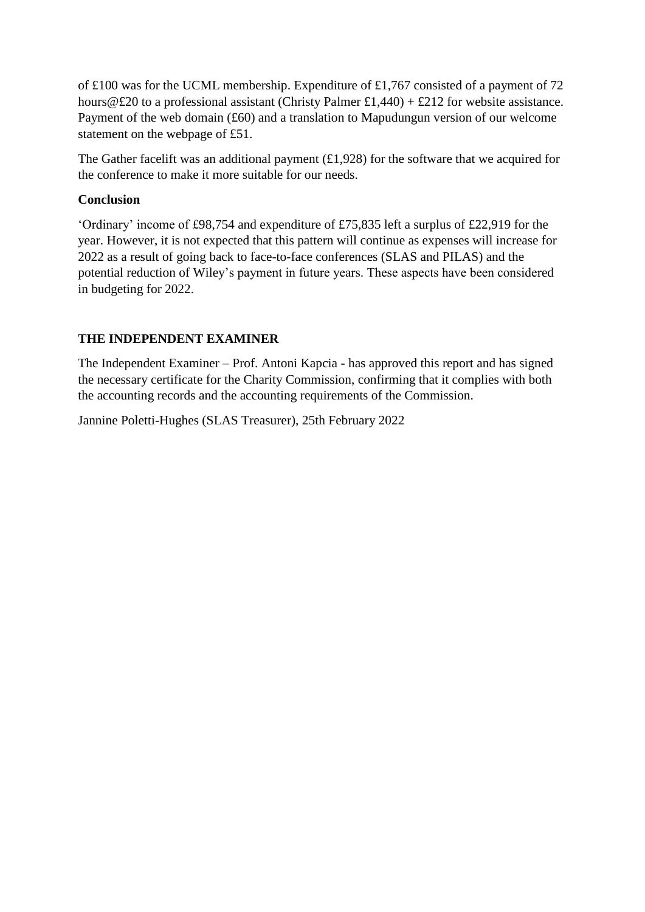of £100 was for the UCML membership. Expenditure of £1,767 consisted of a payment of 72 hours@£20 to a professional assistant (Christy Palmer £1,440) + £212 for website assistance. Payment of the web domain (£60) and a translation to Mapudungun version of our welcome statement on the webpage of £51.

The Gather facelift was an additional payment (£1,928) for the software that we acquired for the conference to make it more suitable for our needs.

**Conclusion**

'Ordinary' income of £98,754 and expenditure of £75,835 left a surplus of £22,919 for the year. However, it is not expected that this pattern will continue as expenses will increase for 2022 as a result of going back to face-to-face conferences (SLAS and PILAS) and the potential reduction of Wiley's payment in future years. These aspects have been considered in budgeting for 2022.

**THE INDEPENDENT EXAMINER**

The Independent Examiner – Prof. Antoni Kapcia - has approved this report and has signed the necessary certificate for the Charity Commission, confirming that it complies with both the accounting records and the accounting requirements of the Commission.

Jannine Poletti-Hughes (SLAS Treasurer), 25th February 2022